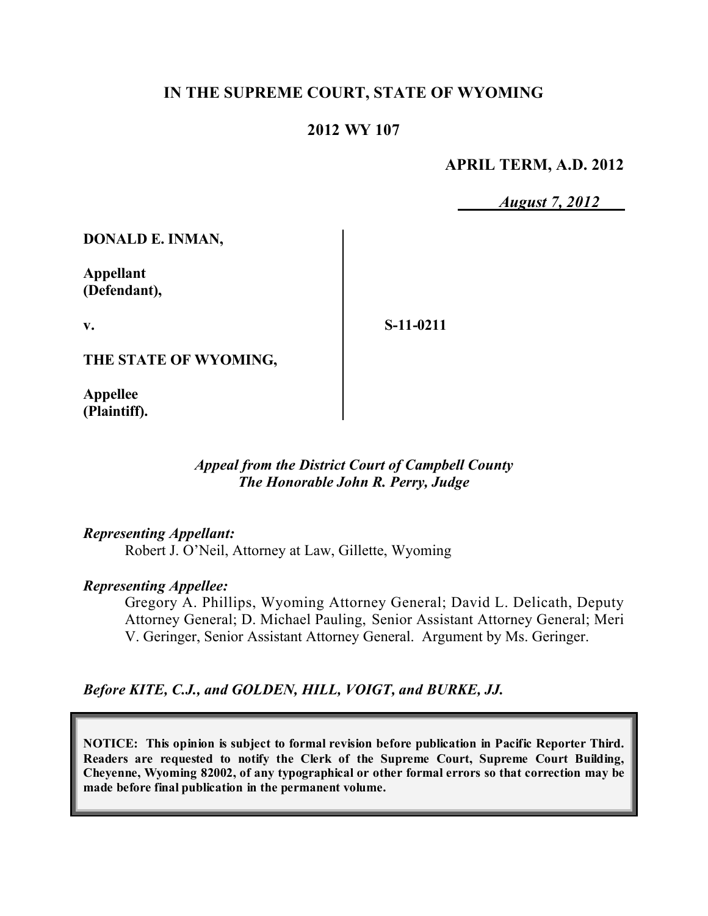# IN THE SUPREME COURT, STATE OF WYOMING

## 2012 WY 107

**APRIL TERM, A.D. 2012**

*August 7, 2012*

**DONALD E. INMAN,**

**Appellant (Defendant),**

**v.**

**THE STATE OF WYOMING,**

**Appellee (Plaintiff).**

**S-11-0211**

*Appeal from the District Court of Campbell County*
*The Honorable John R. Perry, Judge*

*Representing Appellant:*
Robert J. O'Neil, Attorney at Law, Gillette, Wyoming

*Representing Appellee:*
Gregory A. Phillips, Wyoming Attorney General; David L. Delicath, Deputy Attorney General; D. Michael Pauling, Senior Assistant Attorney General; Meri V. Geringer, Senior Assistant Attorney General. Argument by Ms. Geringer.

*Before KITE, C.J., and GOLDEN, HILL, VOIGT, and BURKE, JJ.*

**NOTICE: This opinion is subject to formal revision before publication in Pacific Reporter Third. Readers are requested to notify the Clerk of the Supreme Court, Supreme Court Building, Cheyenne, Wyoming 82002, of any typographical or other formal errors so that correction may be made before final publication in the permanent volume.**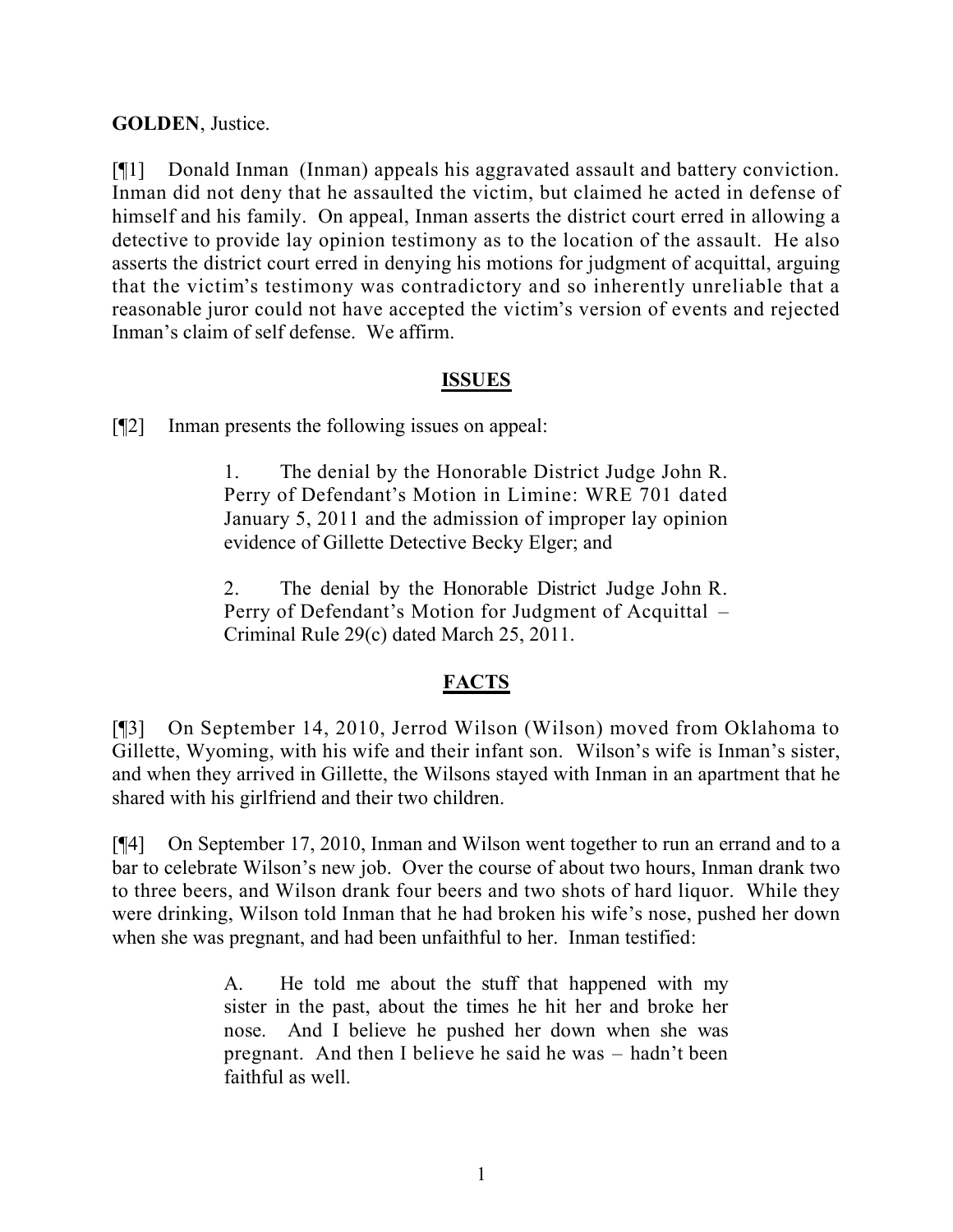**GOLDEN**, Justice.

[¶1] Donald Inman (Inman) appeals his aggravated assault and battery conviction. Inman did not deny that he assaulted the victim, but claimed he acted in defense of himself and his family. On appeal, Inman asserts the district court erred in allowing a detective to provide lay opinion testimony as to the location of the assault. He also asserts the district court erred in denying his motions for judgment of acquittal, arguing that the victim's testimony was contradictory and so inherently unreliable that a reasonable juror could not have accepted the victim's version of events and rejected Inman's claim of self defense. We affirm.

## ISSUES

[¶2] Inman presents the following issues on appeal:

> 1. The denial by the Honorable District Judge John R. Perry of Defendant's Motion in Limine: WRE 701 dated January 5, 2011 and the admission of improper lay opinion evidence of Gillette Detective Becky Elger; and
>
> 2. The denial by the Honorable District Judge John R. Perry of Defendant's Motion for Judgment of Acquittal – Criminal Rule 29(c) dated March 25, 2011.

## FACTS

[¶3] On September 14, 2010, Jerrod Wilson (Wilson) moved from Oklahoma to Gillette, Wyoming, with his wife and their infant son. Wilson's wife is Inman's sister, and when they arrived in Gillette, the Wilsons stayed with Inman in an apartment that he shared with his girlfriend and their two children.

[¶4] On September 17, 2010, Inman and Wilson went together to run an errand and to a bar to celebrate Wilson's new job. Over the course of about two hours, Inman drank two to three beers, and Wilson drank four beers and two shots of hard liquor. While they were drinking, Wilson told Inman that he had broken his wife's nose, pushed her down when she was pregnant, and had been unfaithful to her. Inman testified:

> A. He told me about the stuff that happened with my sister in the past, about the times he hit her and broke her nose. And I believe he pushed her down when she was pregnant. And then I believe he said he was – hadn't been faithful as well.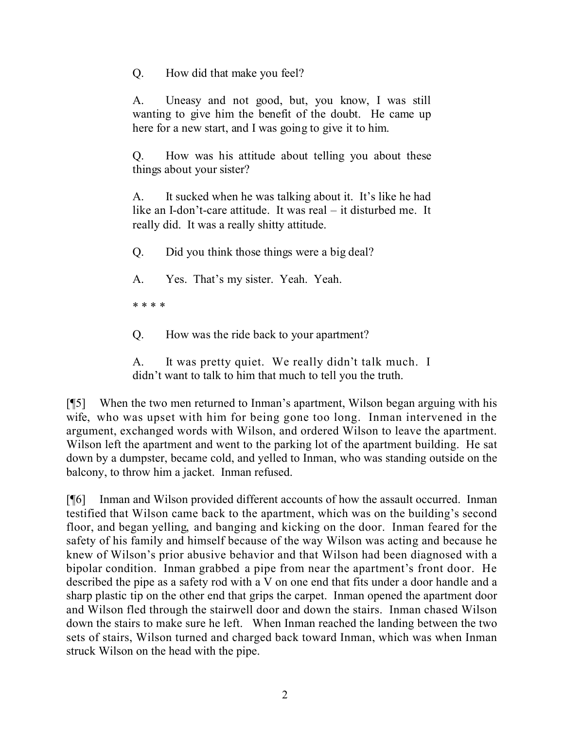Q. How did that make you feel?

A. Uneasy and not good, but, you know, I was still wanting to give him the benefit of the doubt. He came up here for a new start, and I was going to give it to him.

Q. How was his attitude about telling you about these things about your sister?

A. It sucked when he was talking about it. It's like he had like an I-don't-care attitude. It was real – it disturbed me. It really did. It was a really shitty attitude.

Q. Did you think those things were a big deal?

A. Yes. That's my sister. Yeah. Yeah.

* * * *

Q. How was the ride back to your apartment?

A. It was pretty quiet. We really didn't talk much. I didn't want to talk to him that much to tell you the truth.

[¶5] When the two men returned to Inman's apartment, Wilson began arguing with his wife, who was upset with him for being gone too long. Inman intervened in the argument, exchanged words with Wilson, and ordered Wilson to leave the apartment. Wilson left the apartment and went to the parking lot of the apartment building. He sat down by a dumpster, became cold, and yelled to Inman, who was standing outside on the balcony, to throw him a jacket. Inman refused.

[¶6] Inman and Wilson provided different accounts of how the assault occurred. Inman testified that Wilson came back to the apartment, which was on the building's second floor, and began yelling, and banging and kicking on the door. Inman feared for the safety of his family and himself because of the way Wilson was acting and because he knew of Wilson's prior abusive behavior and that Wilson had been diagnosed with a bipolar condition. Inman grabbed a pipe from near the apartment's front door. He described the pipe as a safety rod with a V on one end that fits under a door handle and a sharp plastic tip on the other end that grips the carpet. Inman opened the apartment door and Wilson fled through the stairwell door and down the stairs. Inman chased Wilson down the stairs to make sure he left. When Inman reached the landing between the two sets of stairs, Wilson turned and charged back toward Inman, which was when Inman struck Wilson on the head with the pipe.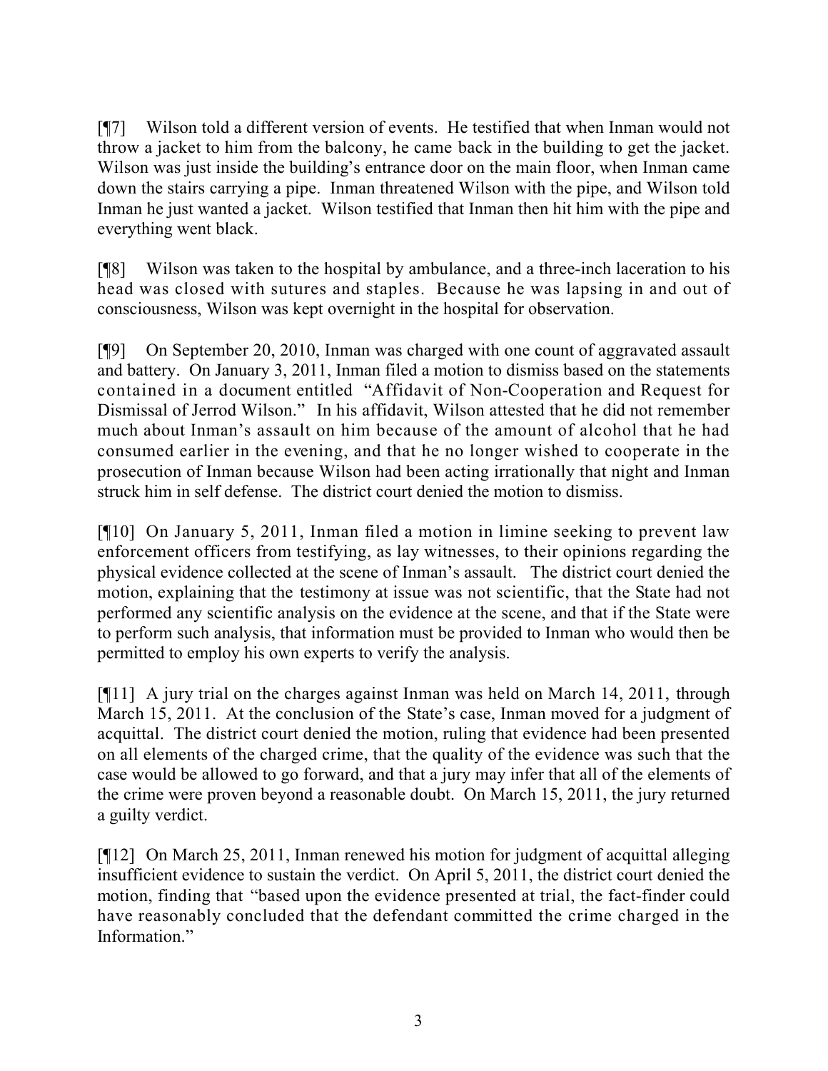[¶7] Wilson told a different version of events. He testified that when Inman would not throw a jacket to him from the balcony, he came back in the building to get the jacket. Wilson was just inside the building's entrance door on the main floor, when Inman came down the stairs carrying a pipe. Inman threatened Wilson with the pipe, and Wilson told Inman he just wanted a jacket. Wilson testified that Inman then hit him with the pipe and everything went black.

[¶8] Wilson was taken to the hospital by ambulance, and a three-inch laceration to his head was closed with sutures and staples. Because he was lapsing in and out of consciousness, Wilson was kept overnight in the hospital for observation.

[¶9] On September 20, 2010, Inman was charged with one count of aggravated assault and battery. On January 3, 2011, Inman filed a motion to dismiss based on the statements contained in a document entitled "Affidavit of Non-Cooperation and Request for Dismissal of Jerrod Wilson." In his affidavit, Wilson attested that he did not remember much about Inman's assault on him because of the amount of alcohol that he had consumed earlier in the evening, and that he no longer wished to cooperate in the prosecution of Inman because Wilson had been acting irrationally that night and Inman struck him in self defense. The district court denied the motion to dismiss.

[¶10] On January 5, 2011, Inman filed a motion in limine seeking to prevent law enforcement officers from testifying, as lay witnesses, to their opinions regarding the physical evidence collected at the scene of Inman's assault. The district court denied the motion, explaining that the testimony at issue was not scientific, that the State had not performed any scientific analysis on the evidence at the scene, and that if the State were to perform such analysis, that information must be provided to Inman who would then be permitted to employ his own experts to verify the analysis.

[¶11] A jury trial on the charges against Inman was held on March 14, 2011, through March 15, 2011. At the conclusion of the State's case, Inman moved for a judgment of acquittal. The district court denied the motion, ruling that evidence had been presented on all elements of the charged crime, that the quality of the evidence was such that the case would be allowed to go forward, and that a jury may infer that all of the elements of the crime were proven beyond a reasonable doubt. On March 15, 2011, the jury returned a guilty verdict.

[¶12] On March 25, 2011, Inman renewed his motion for judgment of acquittal alleging insufficient evidence to sustain the verdict. On April 5, 2011, the district court denied the motion, finding that "based upon the evidence presented at trial, the fact-finder could have reasonably concluded that the defendant committed the crime charged in the Information."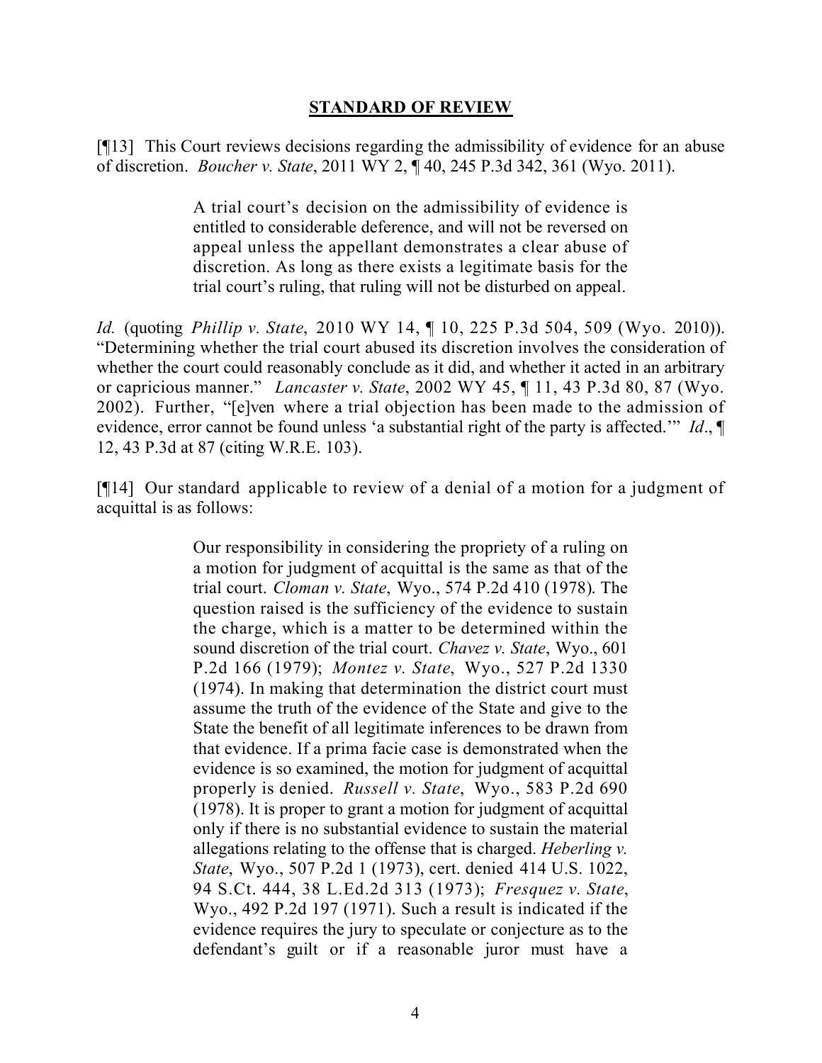## STANDARD OF REVIEW

[¶13] This Court reviews decisions regarding the admissibility of evidence for an abuse of discretion. *Boucher v. State*, 2011 WY 2, ¶ 40, 245 P.3d 342, 361 (Wyo. 2011).

> A trial court's decision on the admissibility of evidence is entitled to considerable deference, and will not be reversed on appeal unless the appellant demonstrates a clear abuse of discretion. As long as there exists a legitimate basis for the trial court's ruling, that ruling will not be disturbed on appeal.

*Id.* (quoting *Phillip v. State*, 2010 WY 14, ¶ 10, 225 P.3d 504, 509 (Wyo. 2010)). "Determining whether the trial court abused its discretion involves the consideration of whether the court could reasonably conclude as it did, and whether it acted in an arbitrary or capricious manner." *Lancaster v. State*, 2002 WY 45, ¶ 11, 43 P.3d 80, 87 (Wyo. 2002). Further, "[e]ven where a trial objection has been made to the admission of evidence, error cannot be found unless 'a substantial right of the party is affected.'" *Id*., ¶ 12, 43 P.3d at 87 (citing W.R.E. 103).

[¶14] Our standard applicable to review of a denial of a motion for a judgment of acquittal is as follows:

> Our responsibility in considering the propriety of a ruling on a motion for judgment of acquittal is the same as that of the trial court. *Cloman v. State*, Wyo., 574 P.2d 410 (1978). The question raised is the sufficiency of the evidence to sustain the charge, which is a matter to be determined within the sound discretion of the trial court. *Chavez v. State*, Wyo., 601 P.2d 166 (1979); *Montez v. State*, Wyo., 527 P.2d 1330 (1974). In making that determination the district court must assume the truth of the evidence of the State and give to the State the benefit of all legitimate inferences to be drawn from that evidence. If a prima facie case is demonstrated when the evidence is so examined, the motion for judgment of acquittal properly is denied. *Russell v. State*, Wyo., 583 P.2d 690 (1978). It is proper to grant a motion for judgment of acquittal only if there is no substantial evidence to sustain the material allegations relating to the offense that is charged. *Heberling v. State*, Wyo., 507 P.2d 1 (1973), cert. denied 414 U.S. 1022, 94 S.Ct. 444, 38 L.Ed.2d 313 (1973); *Fresquez v. State*, Wyo., 492 P.2d 197 (1971). Such a result is indicated if the evidence requires the jury to speculate or conjecture as to the defendant's guilt or if a reasonable juror must have a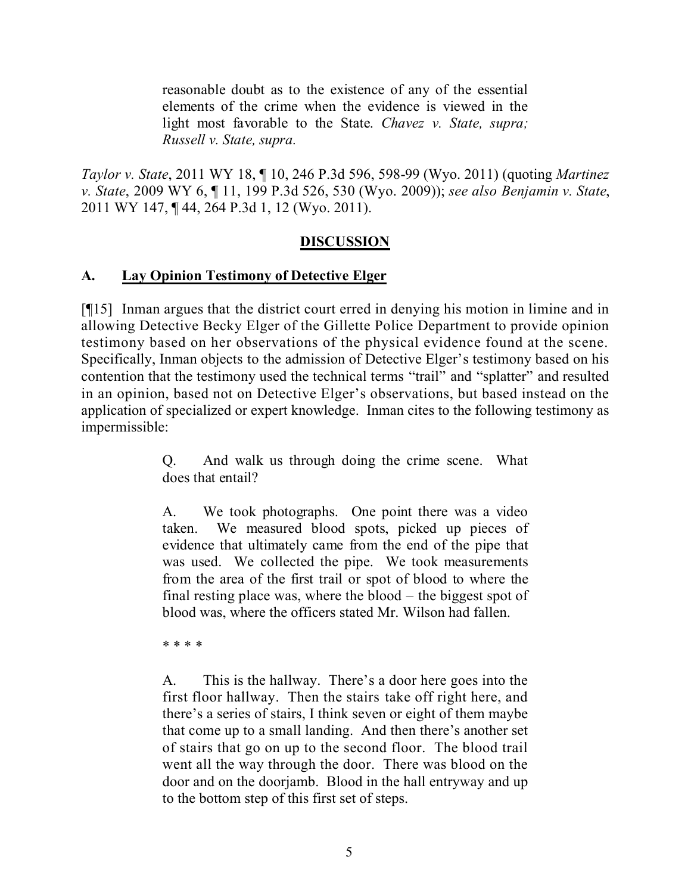> reasonable doubt as to the existence of any of the essential elements of the crime when the evidence is viewed in the light most favorable to the State. *Chavez v. State, supra; Russell v. State, supra.*

*Taylor v. State*, 2011 WY 18, ¶ 10, 246 P.3d 596, 598-99 (Wyo. 2011) (quoting *Martinez v. State*, 2009 WY 6, ¶ 11, 199 P.3d 526, 530 (Wyo. 2009)); *see also Benjamin v. State*, 2011 WY 147, ¶ 44, 264 P.3d 1, 12 (Wyo. 2011).

## DISCUSSION

### A. Lay Opinion Testimony of Detective Elger

[¶15] Inman argues that the district court erred in denying his motion in limine and in allowing Detective Becky Elger of the Gillette Police Department to provide opinion testimony based on her observations of the physical evidence found at the scene. Specifically, Inman objects to the admission of Detective Elger's testimony based on his contention that the testimony used the technical terms "trail" and "splatter" and resulted in an opinion, based not on Detective Elger's observations, but based instead on the application of specialized or expert knowledge. Inman cites to the following testimony as impermissible:

> Q. And walk us through doing the crime scene. What does that entail?
>
> A. We took photographs. One point there was a video taken. We measured blood spots, picked up pieces of evidence that ultimately came from the end of the pipe that was used. We collected the pipe. We took measurements from the area of the first trail or spot of blood to where the final resting place was, where the blood – the biggest spot of blood was, where the officers stated Mr. Wilson had fallen.
>
> * * * *
>
> A. This is the hallway. There's a door here goes into the first floor hallway. Then the stairs take off right here, and there's a series of stairs, I think seven or eight of them maybe that come up to a small landing. And then there's another set of stairs that go on up to the second floor. The blood trail went all the way through the door. There was blood on the door and on the doorjamb. Blood in the hall entryway and up to the bottom step of this first set of steps.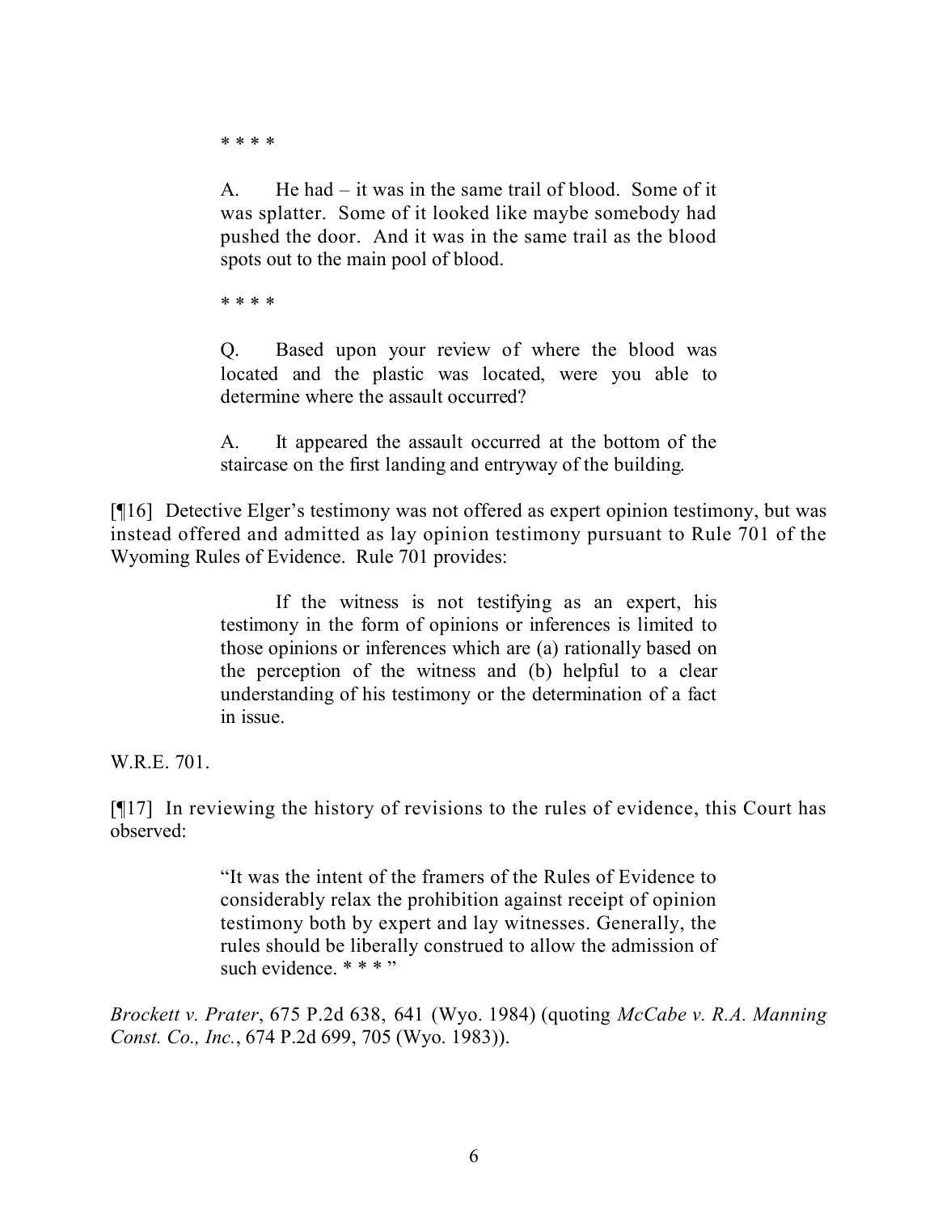> \* \* \* \*
>
> A. He had – it was in the same trail of blood. Some of it was splatter. Some of it looked like maybe somebody had pushed the door. And it was in the same trail as the blood spots out to the main pool of blood.
>
> \* \* \* \*
>
> Q. Based upon your review of where the blood was located and the plastic was located, were you able to determine where the assault occurred?
>
> A. It appeared the assault occurred at the bottom of the staircase on the first landing and entryway of the building.

[¶16] Detective Elger's testimony was not offered as expert opinion testimony, but was instead offered and admitted as lay opinion testimony pursuant to Rule 701 of the Wyoming Rules of Evidence. Rule 701 provides:

> If the witness is not testifying as an expert, his testimony in the form of opinions or inferences is limited to those opinions or inferences which are (a) rationally based on the perception of the witness and (b) helpful to a clear understanding of his testimony or the determination of a fact in issue.

W.R.E. 701.

[¶17] In reviewing the history of revisions to the rules of evidence, this Court has observed:

> "It was the intent of the framers of the Rules of Evidence to considerably relax the prohibition against receipt of opinion testimony both by expert and lay witnesses. Generally, the rules should be liberally construed to allow the admission of such evidence. \* \* \* "

*Brockett v. Prater*, 675 P.2d 638, 641 (Wyo. 1984) (quoting *McCabe v. R.A. Manning Const. Co., Inc.*, 674 P.2d 699, 705 (Wyo. 1983)).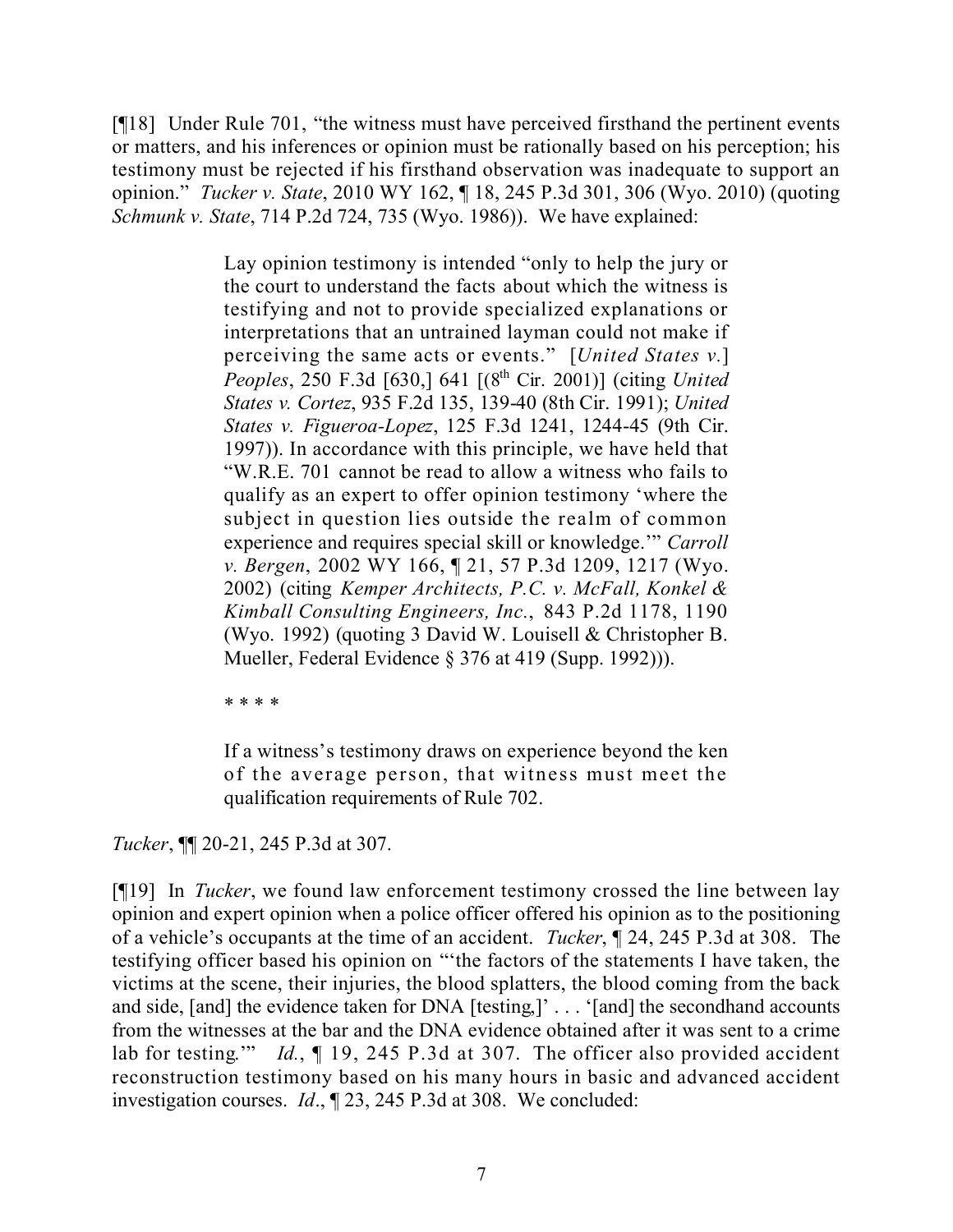[¶18] Under Rule 701, "the witness must have perceived firsthand the pertinent events or matters, and his inferences or opinion must be rationally based on his perception; his testimony must be rejected if his firsthand observation was inadequate to support an opinion." *Tucker v. State*, 2010 WY 162, ¶ 18, 245 P.3d 301, 306 (Wyo. 2010) (quoting *Schmunk v. State*, 714 P.2d 724, 735 (Wyo. 1986)). We have explained:

> Lay opinion testimony is intended "only to help the jury or the court to understand the facts about which the witness is testifying and not to provide specialized explanations or interpretations that an untrained layman could not make if perceiving the same acts or events." [*United States v.*] *Peoples*, 250 F.3d [630,] 641 [(8th Cir. 2001)] (citing *United States v. Cortez*, 935 F.2d 135, 139-40 (8th Cir. 1991); *United States v. Figueroa-Lopez*, 125 F.3d 1241, 1244-45 (9th Cir. 1997)). In accordance with this principle, we have held that "W.R.E. 701 cannot be read to allow a witness who fails to qualify as an expert to offer opinion testimony 'where the subject in question lies outside the realm of common experience and requires special skill or knowledge.'" *Carroll v. Bergen*, 2002 WY 166, ¶ 21, 57 P.3d 1209, 1217 (Wyo. 2002) (citing *Kemper Architects, P.C. v. McFall, Konkel & Kimball Consulting Engineers, Inc.*, 843 P.2d 1178, 1190 (Wyo. 1992) (quoting 3 David W. Louisell & Christopher B. Mueller, Federal Evidence § 376 at 419 (Supp. 1992))).
>
> * * * *
>
> If a witness's testimony draws on experience beyond the ken of the average person, that witness must meet the qualification requirements of Rule 702.

*Tucker*, ¶¶ 20-21, 245 P.3d at 307.

[¶19] In *Tucker*, we found law enforcement testimony crossed the line between lay opinion and expert opinion when a police officer offered his opinion as to the positioning of a vehicle's occupants at the time of an accident. *Tucker*, ¶ 24, 245 P.3d at 308. The testifying officer based his opinion on "'the factors of the statements I have taken, the victims at the scene, their injuries, the blood splatters, the blood coming from the back and side, [and] the evidence taken for DNA [testing,]' . . . '[and] the secondhand accounts from the witnesses at the bar and the DNA evidence obtained after it was sent to a crime lab for testing.'" *Id.*, ¶ 19, 245 P.3d at 307. The officer also provided accident reconstruction testimony based on his many hours in basic and advanced accident investigation courses. *Id*., ¶ 23, 245 P.3d at 308. We concluded: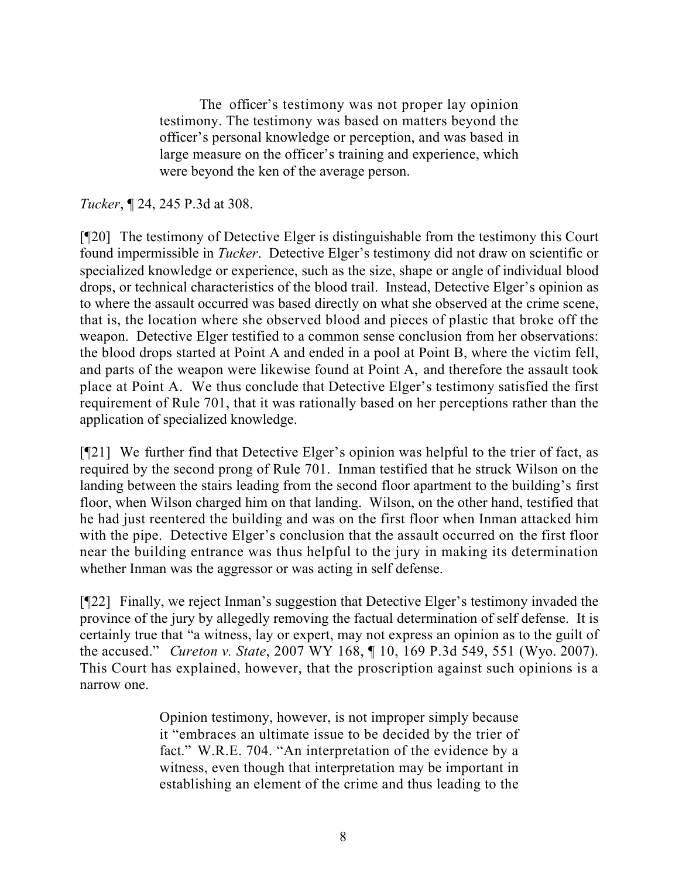> The officer's testimony was not proper lay opinion testimony. The testimony was based on matters beyond the officer's personal knowledge or perception, and was based in large measure on the officer's training and experience, which were beyond the ken of the average person.

*Tucker*, ¶ 24, 245 P.3d at 308.

[¶20] The testimony of Detective Elger is distinguishable from the testimony this Court found impermissible in *Tucker*. Detective Elger's testimony did not draw on scientific or specialized knowledge or experience, such as the size, shape or angle of individual blood drops, or technical characteristics of the blood trail. Instead, Detective Elger's opinion as to where the assault occurred was based directly on what she observed at the crime scene, that is, the location where she observed blood and pieces of plastic that broke off the weapon. Detective Elger testified to a common sense conclusion from her observations: the blood drops started at Point A and ended in a pool at Point B, where the victim fell, and parts of the weapon were likewise found at Point A, and therefore the assault took place at Point A. We thus conclude that Detective Elger's testimony satisfied the first requirement of Rule 701, that it was rationally based on her perceptions rather than the application of specialized knowledge.

[¶21] We further find that Detective Elger's opinion was helpful to the trier of fact, as required by the second prong of Rule 701. Inman testified that he struck Wilson on the landing between the stairs leading from the second floor apartment to the building's first floor, when Wilson charged him on that landing. Wilson, on the other hand, testified that he had just reentered the building and was on the first floor when Inman attacked him with the pipe. Detective Elger's conclusion that the assault occurred on the first floor near the building entrance was thus helpful to the jury in making its determination whether Inman was the aggressor or was acting in self defense.

[¶22] Finally, we reject Inman's suggestion that Detective Elger's testimony invaded the province of the jury by allegedly removing the factual determination of self defense. It is certainly true that "a witness, lay or expert, may not express an opinion as to the guilt of the accused." *Cureton v. State*, 2007 WY 168, ¶ 10, 169 P.3d 549, 551 (Wyo. 2007). This Court has explained, however, that the proscription against such opinions is a narrow one.

> Opinion testimony, however, is not improper simply because it "embraces an ultimate issue to be decided by the trier of fact." W.R.E. 704. "An interpretation of the evidence by a witness, even though that interpretation may be important in establishing an element of the crime and thus leading to the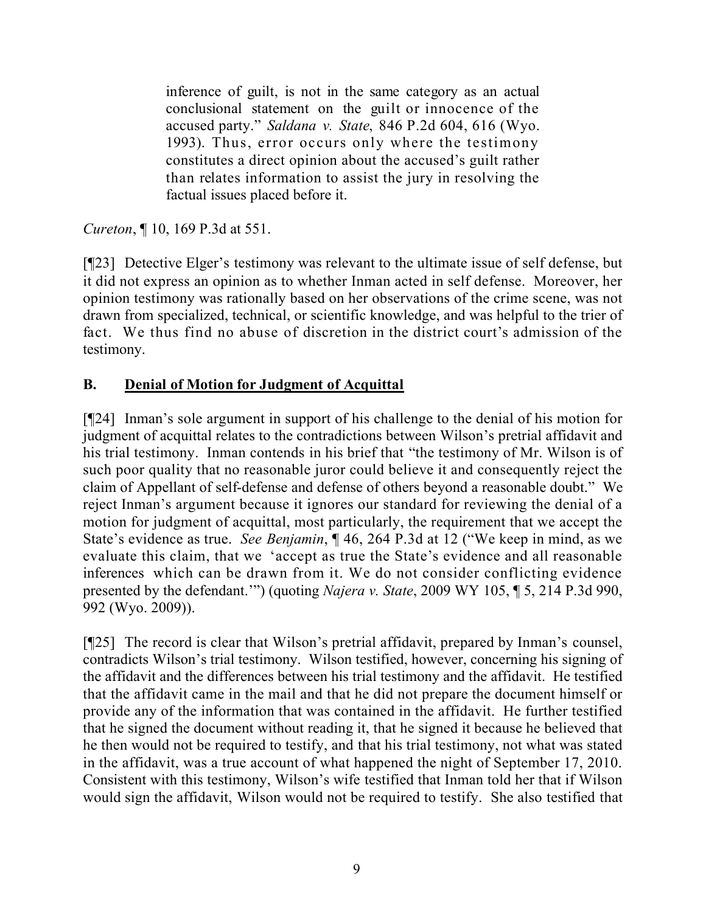> inference of guilt, is not in the same category as an actual conclusional statement on the guilt or innocence of the accused party." *Saldana v. State*, 846 P.2d 604, 616 (Wyo. 1993). Thus, error occurs only where the testimony constitutes a direct opinion about the accused's guilt rather than relates information to assist the jury in resolving the factual issues placed before it.

*Cureton*, ¶ 10, 169 P.3d at 551.

[¶23] Detective Elger's testimony was relevant to the ultimate issue of self defense, but it did not express an opinion as to whether Inman acted in self defense. Moreover, her opinion testimony was rationally based on her observations of the crime scene, was not drawn from specialized, technical, or scientific knowledge, and was helpful to the trier of fact. We thus find no abuse of discretion in the district court's admission of the testimony.

## B. Denial of Motion for Judgment of Acquittal

[¶24] Inman's sole argument in support of his challenge to the denial of his motion for judgment of acquittal relates to the contradictions between Wilson's pretrial affidavit and his trial testimony. Inman contends in his brief that "the testimony of Mr. Wilson is of such poor quality that no reasonable juror could believe it and consequently reject the claim of Appellant of self-defense and defense of others beyond a reasonable doubt." We reject Inman's argument because it ignores our standard for reviewing the denial of a motion for judgment of acquittal, most particularly, the requirement that we accept the State's evidence as true. *See Benjamin*, ¶ 46, 264 P.3d at 12 ("We keep in mind, as we evaluate this claim, that we 'accept as true the State's evidence and all reasonable inferences which can be drawn from it. We do not consider conflicting evidence presented by the defendant.'") (quoting *Najera v. State*, 2009 WY 105, ¶ 5, 214 P.3d 990, 992 (Wyo. 2009)).

[¶25] The record is clear that Wilson's pretrial affidavit, prepared by Inman's counsel, contradicts Wilson's trial testimony. Wilson testified, however, concerning his signing of the affidavit and the differences between his trial testimony and the affidavit. He testified that the affidavit came in the mail and that he did not prepare the document himself or provide any of the information that was contained in the affidavit. He further testified that he signed the document without reading it, that he signed it because he believed that he then would not be required to testify, and that his trial testimony, not what was stated in the affidavit, was a true account of what happened the night of September 17, 2010. Consistent with this testimony, Wilson's wife testified that Inman told her that if Wilson would sign the affidavit, Wilson would not be required to testify. She also testified that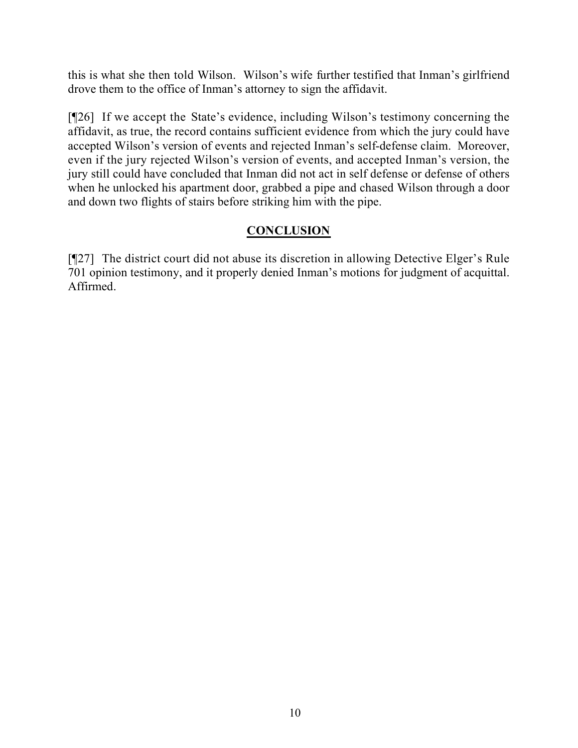this is what she then told Wilson. Wilson's wife further testified that Inman's girlfriend drove them to the office of Inman's attorney to sign the affidavit.

[¶26] If we accept the State's evidence, including Wilson's testimony concerning the affidavit, as true, the record contains sufficient evidence from which the jury could have accepted Wilson's version of events and rejected Inman's self-defense claim. Moreover, even if the jury rejected Wilson's version of events, and accepted Inman's version, the jury still could have concluded that Inman did not act in self defense or defense of others when he unlocked his apartment door, grabbed a pipe and chased Wilson through a door and down two flights of stairs before striking him with the pipe.

## CONCLUSION

[¶27] The district court did not abuse its discretion in allowing Detective Elger's Rule 701 opinion testimony, and it properly denied Inman's motions for judgment of acquittal. Affirmed.